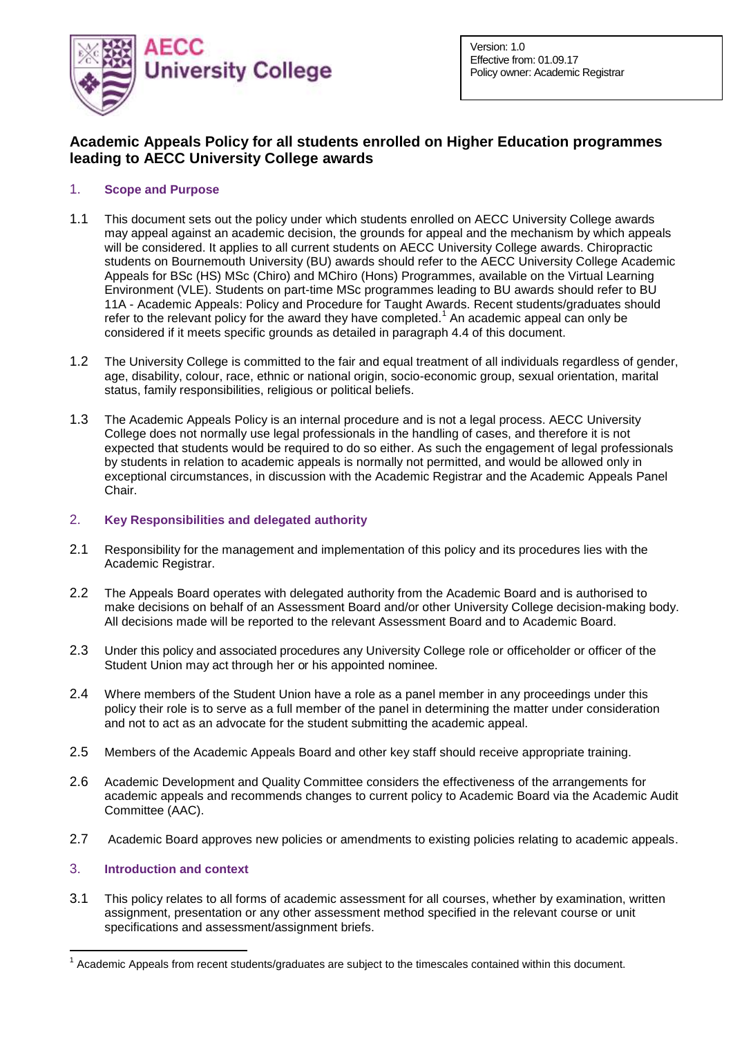AECC University College

Version: 1.0
Effective from: 01.09.17
Policy owner: Academic Registrar

# Academic Appeals Policy for all students enrolled on Higher Education programmes leading to AECC University College awards

## 1. Scope and Purpose

1.1 This document sets out the policy under which students enrolled on AECC University College awards may appeal against an academic decision, the grounds for appeal and the mechanism by which appeals will be considered. It applies to all current students on AECC University College awards. Chiropractic students on Bournemouth University (BU) awards should refer to the AECC University College Academic Appeals for BSc (HS) MSc (Chiro) and MChiro (Hons) Programmes, available on the Virtual Learning Environment (VLE). Students on part-time MSc programmes leading to BU awards should refer to BU 11A - Academic Appeals: Policy and Procedure for Taught Awards. Recent students/graduates should refer to the relevant policy for the award they have completed.[1] An academic appeal can only be considered if it meets specific grounds as detailed in paragraph 4.4 of this document.

1.2 The University College is committed to the fair and equal treatment of all individuals regardless of gender, age, disability, colour, race, ethnic or national origin, socio-economic group, sexual orientation, marital status, family responsibilities, religious or political beliefs.

1.3 The Academic Appeals Policy is an internal procedure and is not a legal process. AECC University College does not normally use legal professionals in the handling of cases, and therefore it is not expected that students would be required to do so either. As such the engagement of legal professionals by students in relation to academic appeals is normally not permitted, and would be allowed only in exceptional circumstances, in discussion with the Academic Registrar and the Academic Appeals Panel Chair.

## 2. Key Responsibilities and delegated authority

2.1 Responsibility for the management and implementation of this policy and its procedures lies with the Academic Registrar.

2.2 The Appeals Board operates with delegated authority from the Academic Board and is authorised to make decisions on behalf of an Assessment Board and/or other University College decision-making body. All decisions made will be reported to the relevant Assessment Board and to Academic Board.

2.3 Under this policy and associated procedures any University College role or officeholder or officer of the Student Union may act through her or his appointed nominee.

2.4 Where members of the Student Union have a role as a panel member in any proceedings under this policy their role is to serve as a full member of the panel in determining the matter under consideration and not to act as an advocate for the student submitting the academic appeal.

2.5 Members of the Academic Appeals Board and other key staff should receive appropriate training.

2.6 Academic Development and Quality Committee considers the effectiveness of the arrangements for academic appeals and recommends changes to current policy to Academic Board via the Academic Audit Committee (AAC).

2.7 Academic Board approves new policies or amendments to existing policies relating to academic appeals.

## 3. Introduction and context

3.1 This policy relates to all forms of academic assessment for all courses, whether by examination, written assignment, presentation or any other assessment method specified in the relevant course or unit specifications and assessment/assignment briefs.

[1] Academic Appeals from recent students/graduates are subject to the timescales contained within this document.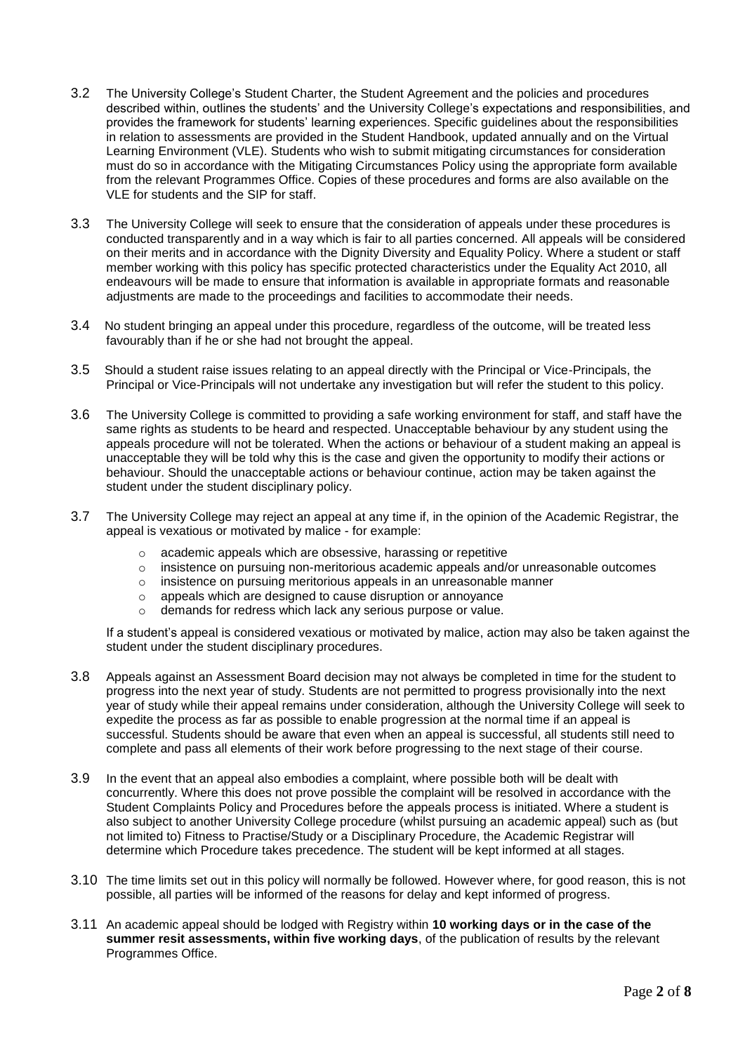3.2 The University College's Student Charter, the Student Agreement and the policies and procedures described within, outlines the students' and the University College's expectations and responsibilities, and provides the framework for students' learning experiences. Specific guidelines about the responsibilities in relation to assessments are provided in the Student Handbook, updated annually and on the Virtual Learning Environment (VLE). Students who wish to submit mitigating circumstances for consideration must do so in accordance with the Mitigating Circumstances Policy using the appropriate form available from the relevant Programmes Office. Copies of these procedures and forms are also available on the VLE for students and the SIP for staff.

3.3 The University College will seek to ensure that the consideration of appeals under these procedures is conducted transparently and in a way which is fair to all parties concerned. All appeals will be considered on their merits and in accordance with the Dignity Diversity and Equality Policy. Where a student or staff member working with this policy has specific protected characteristics under the Equality Act 2010, all endeavours will be made to ensure that information is available in appropriate formats and reasonable adjustments are made to the proceedings and facilities to accommodate their needs.

3.4 No student bringing an appeal under this procedure, regardless of the outcome, will be treated less favourably than if he or she had not brought the appeal.

3.5 Should a student raise issues relating to an appeal directly with the Principal or Vice-Principals, the Principal or Vice-Principals will not undertake any investigation but will refer the student to this policy.

3.6 The University College is committed to providing a safe working environment for staff, and staff have the same rights as students to be heard and respected. Unacceptable behaviour by any student using the appeals procedure will not be tolerated. When the actions or behaviour of a student making an appeal is unacceptable they will be told why this is the case and given the opportunity to modify their actions or behaviour. Should the unacceptable actions or behaviour continue, action may be taken against the student under the student disciplinary policy.

3.7 The University College may reject an appeal at any time if, in the opinion of the Academic Registrar, the appeal is vexatious or motivated by malice - for example:

- academic appeals which are obsessive, harassing or repetitive
- insistence on pursuing non-meritorious academic appeals and/or unreasonable outcomes
- insistence on pursuing meritorious appeals in an unreasonable manner
- appeals which are designed to cause disruption or annoyance
- demands for redress which lack any serious purpose or value.

If a student's appeal is considered vexatious or motivated by malice, action may also be taken against the student under the student disciplinary procedures.

3.8 Appeals against an Assessment Board decision may not always be completed in time for the student to progress into the next year of study. Students are not permitted to progress provisionally into the next year of study while their appeal remains under consideration, although the University College will seek to expedite the process as far as possible to enable progression at the normal time if an appeal is successful. Students should be aware that even when an appeal is successful, all students still need to complete and pass all elements of their work before progressing to the next stage of their course.

3.9 In the event that an appeal also embodies a complaint, where possible both will be dealt with concurrently. Where this does not prove possible the complaint will be resolved in accordance with the Student Complaints Policy and Procedures before the appeals process is initiated. Where a student is also subject to another University College procedure (whilst pursuing an academic appeal) such as (but not limited to) Fitness to Practise/Study or a Disciplinary Procedure, the Academic Registrar will determine which Procedure takes precedence. The student will be kept informed at all stages.

3.10 The time limits set out in this policy will normally be followed. However where, for good reason, this is not possible, all parties will be informed of the reasons for delay and kept informed of progress.

3.11 An academic appeal should be lodged with Registry within **10 working days or in the case of the summer resit assessments, within five working days**, of the publication of results by the relevant Programmes Office.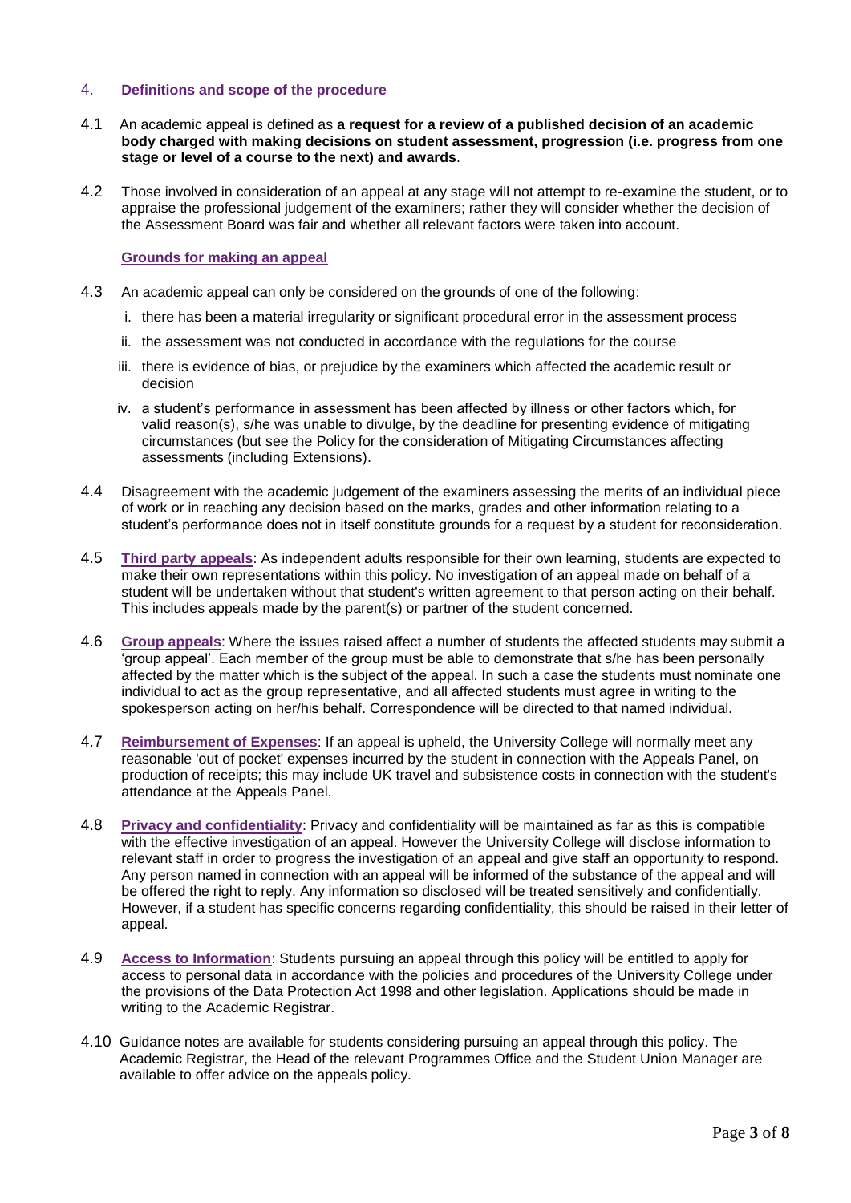## 4. Definitions and scope of the procedure

4.1 An academic appeal is defined as **a request for a review of a published decision of an academic body charged with making decisions on student assessment, progression (i.e. progress from one stage or level of a course to the next) and awards**.

4.2 Those involved in consideration of an appeal at any stage will not attempt to re-examine the student, or to appraise the professional judgement of the examiners; rather they will consider whether the decision of the Assessment Board was fair and whether all relevant factors were taken into account.

### Grounds for making an appeal

4.3 An academic appeal can only be considered on the grounds of one of the following:

i. there has been a material irregularity or significant procedural error in the assessment process

ii. the assessment was not conducted in accordance with the regulations for the course

iii. there is evidence of bias, or prejudice by the examiners which affected the academic result or decision

iv. a student's performance in assessment has been affected by illness or other factors which, for valid reason(s), s/he was unable to divulge, by the deadline for presenting evidence of mitigating circumstances (but see the Policy for the consideration of Mitigating Circumstances affecting assessments (including Extensions).

4.4 Disagreement with the academic judgement of the examiners assessing the merits of an individual piece of work or in reaching any decision based on the marks, grades and other information relating to a student's performance does not in itself constitute grounds for a request by a student for reconsideration.

4.5 **Third party appeals**: As independent adults responsible for their own learning, students are expected to make their own representations within this policy. No investigation of an appeal made on behalf of a student will be undertaken without that student's written agreement to that person acting on their behalf. This includes appeals made by the parent(s) or partner of the student concerned.

4.6 **Group appeals**: Where the issues raised affect a number of students the affected students may submit a 'group appeal'. Each member of the group must be able to demonstrate that s/he has been personally affected by the matter which is the subject of the appeal. In such a case the students must nominate one individual to act as the group representative, and all affected students must agree in writing to the spokesperson acting on her/his behalf. Correspondence will be directed to that named individual.

4.7 **Reimbursement of Expenses**: If an appeal is upheld, the University College will normally meet any reasonable 'out of pocket' expenses incurred by the student in connection with the Appeals Panel, on production of receipts; this may include UK travel and subsistence costs in connection with the student's attendance at the Appeals Panel.

4.8 **Privacy and confidentiality**: Privacy and confidentiality will be maintained as far as this is compatible with the effective investigation of an appeal. However the University College will disclose information to relevant staff in order to progress the investigation of an appeal and give staff an opportunity to respond. Any person named in connection with an appeal will be informed of the substance of the appeal and will be offered the right to reply. Any information so disclosed will be treated sensitively and confidentially. However, if a student has specific concerns regarding confidentiality, this should be raised in their letter of appeal.

4.9 **Access to Information**: Students pursuing an appeal through this policy will be entitled to apply for access to personal data in accordance with the policies and procedures of the University College under the provisions of the Data Protection Act 1998 and other legislation. Applications should be made in writing to the Academic Registrar.

4.10 Guidance notes are available for students considering pursuing an appeal through this policy. The Academic Registrar, the Head of the relevant Programmes Office and the Student Union Manager are available to offer advice on the appeals policy.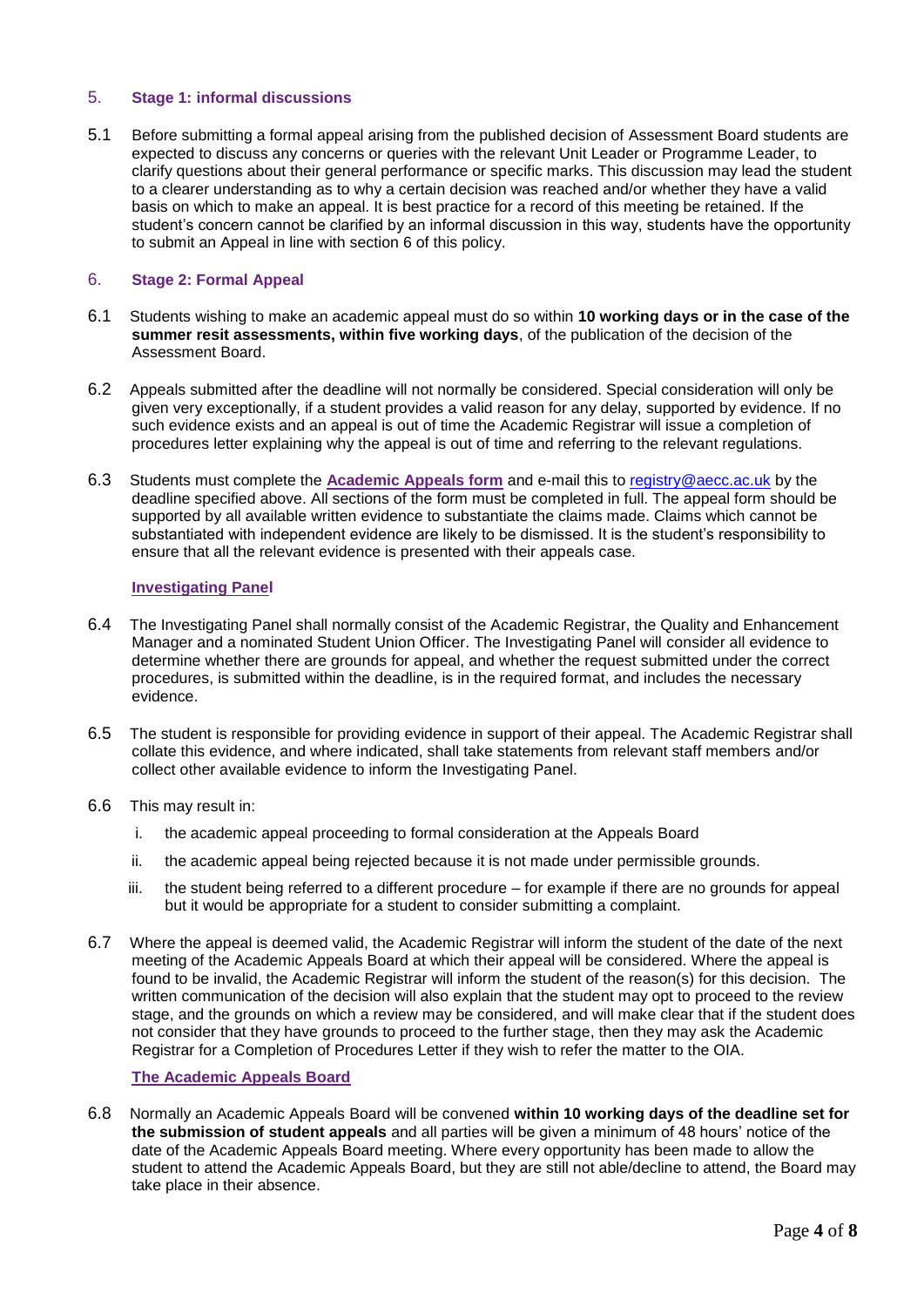## 5. Stage 1: informal discussions

5.1 Before submitting a formal appeal arising from the published decision of Assessment Board students are expected to discuss any concerns or queries with the relevant Unit Leader or Programme Leader, to clarify questions about their general performance or specific marks. This discussion may lead the student to a clearer understanding as to why a certain decision was reached and/or whether they have a valid basis on which to make an appeal. It is best practice for a record of this meeting be retained. If the student's concern cannot be clarified by an informal discussion in this way, students have the opportunity to submit an Appeal in line with section 6 of this policy.

## 6. Stage 2: Formal Appeal

6.1 Students wishing to make an academic appeal must do so within **10 working days or in the case of the summer resit assessments, within five working days**, of the publication of the decision of the Assessment Board.

6.2 Appeals submitted after the deadline will not normally be considered. Special consideration will only be given very exceptionally, if a student provides a valid reason for any delay, supported by evidence. If no such evidence exists and an appeal is out of time the Academic Registrar will issue a completion of procedures letter explaining why the appeal is out of time and referring to the relevant regulations.

6.3 Students must complete the **Academic Appeals form** and e-mail this to registry@aecc.ac.uk by the deadline specified above. All sections of the form must be completed in full. The appeal form should be supported by all available written evidence to substantiate the claims made. Claims which cannot be substantiated with independent evidence are likely to be dismissed. It is the student's responsibility to ensure that all the relevant evidence is presented with their appeals case.

### Investigating Panel

6.4 The Investigating Panel shall normally consist of the Academic Registrar, the Quality and Enhancement Manager and a nominated Student Union Officer. The Investigating Panel will consider all evidence to determine whether there are grounds for appeal, and whether the request submitted under the correct procedures, is submitted within the deadline, is in the required format, and includes the necessary evidence.

6.5 The student is responsible for providing evidence in support of their appeal. The Academic Registrar shall collate this evidence, and where indicated, shall take statements from relevant staff members and/or collect other available evidence to inform the Investigating Panel.

6.6 This may result in:

i. the academic appeal proceeding to formal consideration at the Appeals Board

ii. the academic appeal being rejected because it is not made under permissible grounds.

iii. the student being referred to a different procedure – for example if there are no grounds for appeal but it would be appropriate for a student to consider submitting a complaint.

6.7 Where the appeal is deemed valid, the Academic Registrar will inform the student of the date of the next meeting of the Academic Appeals Board at which their appeal will be considered. Where the appeal is found to be invalid, the Academic Registrar will inform the student of the reason(s) for this decision. The written communication of the decision will also explain that the student may opt to proceed to the review stage, and the grounds on which a review may be considered, and will make clear that if the student does not consider that they have grounds to proceed to the further stage, then they may ask the Academic Registrar for a Completion of Procedures Letter if they wish to refer the matter to the OIA.

### The Academic Appeals Board

6.8 Normally an Academic Appeals Board will be convened **within 10 working days of the deadline set for the submission of student appeals** and all parties will be given a minimum of 48 hours' notice of the date of the Academic Appeals Board meeting. Where every opportunity has been made to allow the student to attend the Academic Appeals Board, but they are still not able/decline to attend, the Board may take place in their absence.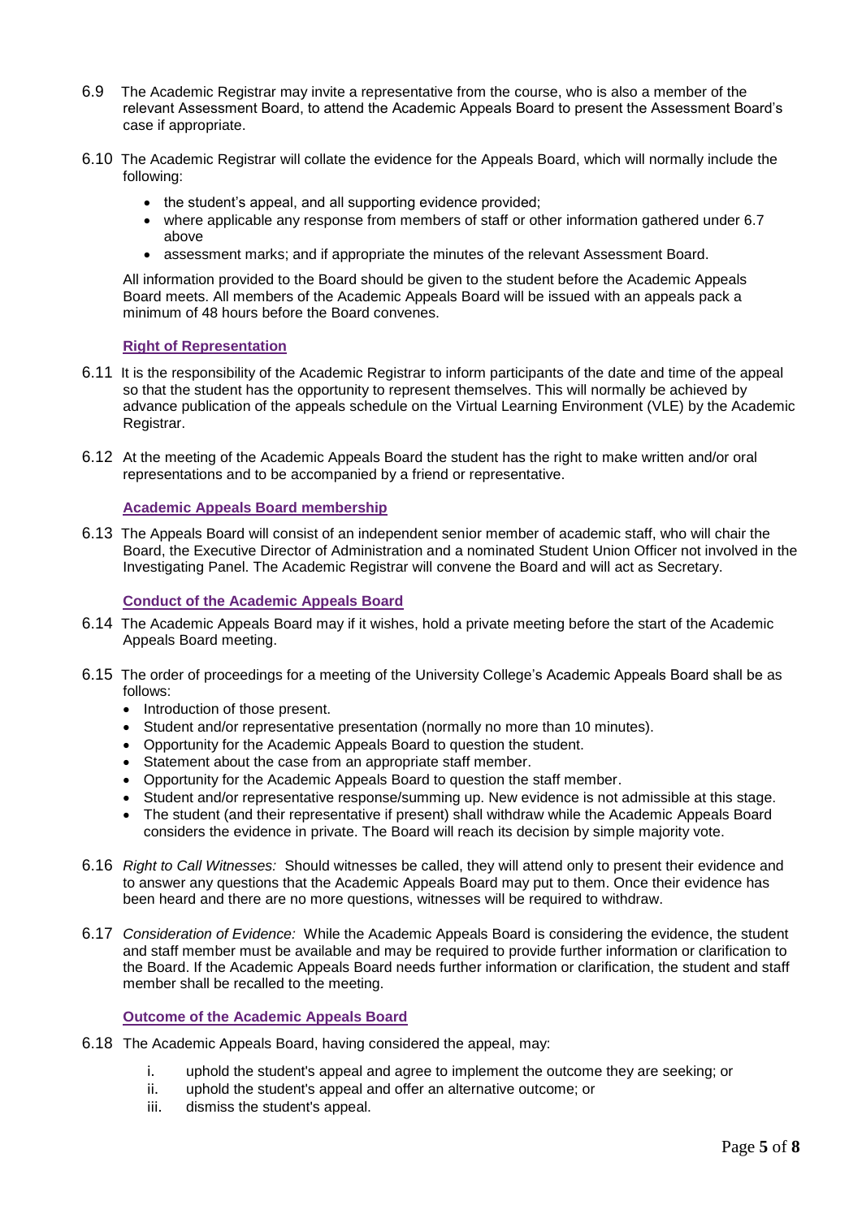6.9 The Academic Registrar may invite a representative from the course, who is also a member of the relevant Assessment Board, to attend the Academic Appeals Board to present the Assessment Board's case if appropriate.

6.10 The Academic Registrar will collate the evidence for the Appeals Board, which will normally include the following:

- the student's appeal, and all supporting evidence provided;
- where applicable any response from members of staff or other information gathered under 6.7 above
- assessment marks; and if appropriate the minutes of the relevant Assessment Board.

All information provided to the Board should be given to the student before the Academic Appeals Board meets. All members of the Academic Appeals Board will be issued with an appeals pack a minimum of 48 hours before the Board convenes.

### Right of Representation

6.11 It is the responsibility of the Academic Registrar to inform participants of the date and time of the appeal so that the student has the opportunity to represent themselves. This will normally be achieved by advance publication of the appeals schedule on the Virtual Learning Environment (VLE) by the Academic Registrar.

6.12 At the meeting of the Academic Appeals Board the student has the right to make written and/or oral representations and to be accompanied by a friend or representative.

### Academic Appeals Board membership

6.13 The Appeals Board will consist of an independent senior member of academic staff, who will chair the Board, the Executive Director of Administration and a nominated Student Union Officer not involved in the Investigating Panel. The Academic Registrar will convene the Board and will act as Secretary.

### Conduct of the Academic Appeals Board

6.14 The Academic Appeals Board may if it wishes, hold a private meeting before the start of the Academic Appeals Board meeting.

6.15 The order of proceedings for a meeting of the University College's Academic Appeals Board shall be as follows:

- Introduction of those present.
- Student and/or representative presentation (normally no more than 10 minutes).
- Opportunity for the Academic Appeals Board to question the student.
- Statement about the case from an appropriate staff member.
- Opportunity for the Academic Appeals Board to question the staff member.
- Student and/or representative response/summing up. New evidence is not admissible at this stage.
- The student (and their representative if present) shall withdraw while the Academic Appeals Board considers the evidence in private. The Board will reach its decision by simple majority vote.

6.16 *Right to Call Witnesses:* Should witnesses be called, they will attend only to present their evidence and to answer any questions that the Academic Appeals Board may put to them. Once their evidence has been heard and there are no more questions, witnesses will be required to withdraw.

6.17 *Consideration of Evidence:* While the Academic Appeals Board is considering the evidence, the student and staff member must be available and may be required to provide further information or clarification to the Board. If the Academic Appeals Board needs further information or clarification, the student and staff member shall be recalled to the meeting.

### Outcome of the Academic Appeals Board

6.18 The Academic Appeals Board, having considered the appeal, may:

i. uphold the student's appeal and agree to implement the outcome they are seeking; or
ii. uphold the student's appeal and offer an alternative outcome; or
iii. dismiss the student's appeal.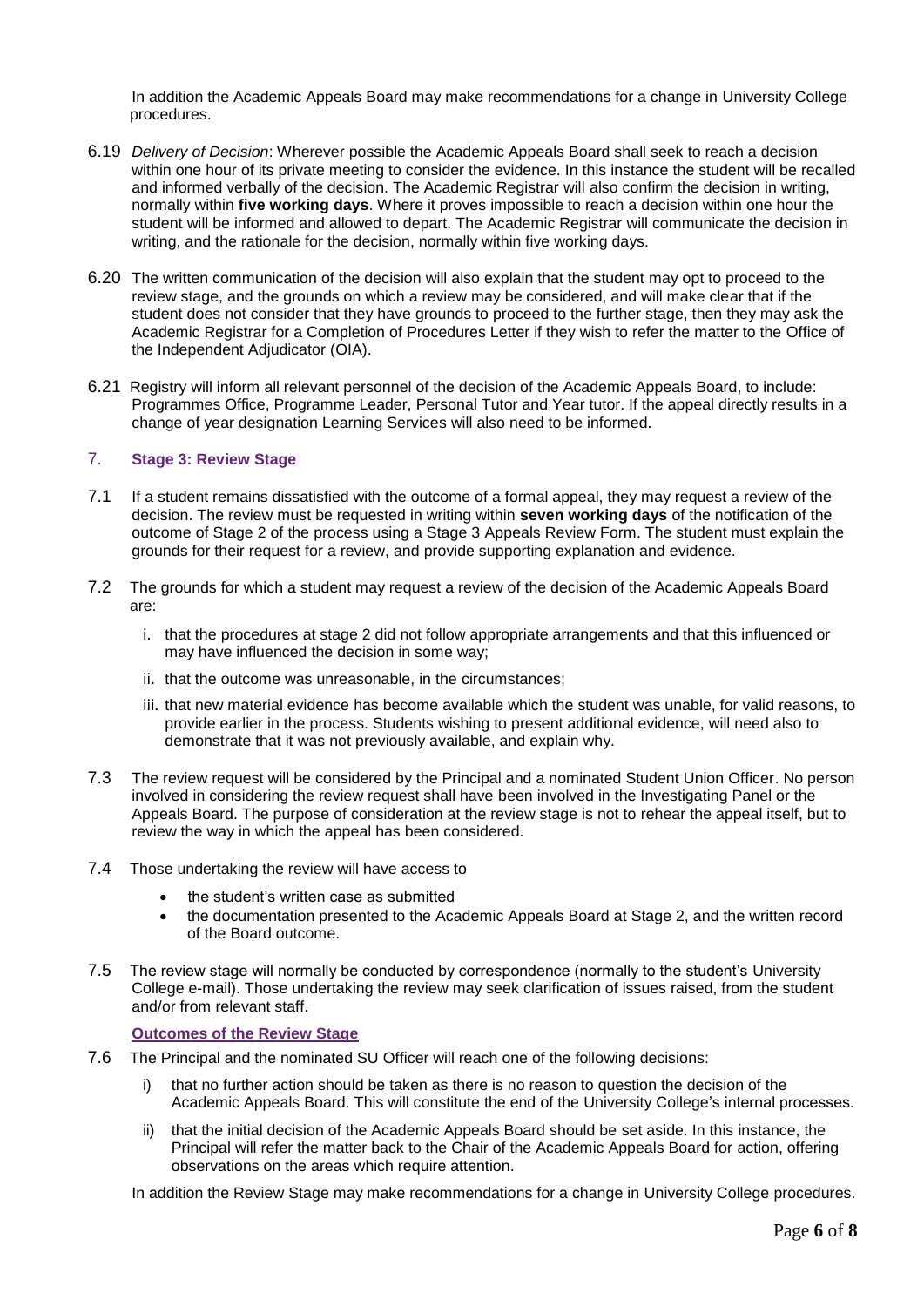In addition the Academic Appeals Board may make recommendations for a change in University College procedures.

6.19 *Delivery of Decision*: Wherever possible the Academic Appeals Board shall seek to reach a decision within one hour of its private meeting to consider the evidence. In this instance the student will be recalled and informed verbally of the decision. The Academic Registrar will also confirm the decision in writing, normally within **five working days**. Where it proves impossible to reach a decision within one hour the student will be informed and allowed to depart. The Academic Registrar will communicate the decision in writing, and the rationale for the decision, normally within five working days.

6.20 The written communication of the decision will also explain that the student may opt to proceed to the review stage, and the grounds on which a review may be considered, and will make clear that if the student does not consider that they have grounds to proceed to the further stage, then they may ask the Academic Registrar for a Completion of Procedures Letter if they wish to refer the matter to the Office of the Independent Adjudicator (OIA).

6.21 Registry will inform all relevant personnel of the decision of the Academic Appeals Board, to include: Programmes Office, Programme Leader, Personal Tutor and Year tutor. If the appeal directly results in a change of year designation Learning Services will also need to be informed.

## 7. Stage 3: Review Stage

7.1 If a student remains dissatisfied with the outcome of a formal appeal, they may request a review of the decision. The review must be requested in writing within **seven working days** of the notification of the outcome of Stage 2 of the process using a Stage 3 Appeals Review Form. The student must explain the grounds for their request for a review, and provide supporting explanation and evidence.

7.2 The grounds for which a student may request a review of the decision of the Academic Appeals Board are:

i. that the procedures at stage 2 did not follow appropriate arrangements and that this influenced or may have influenced the decision in some way;

ii. that the outcome was unreasonable, in the circumstances;

iii. that new material evidence has become available which the student was unable, for valid reasons, to provide earlier in the process. Students wishing to present additional evidence, will need also to demonstrate that it was not previously available, and explain why.

7.3 The review request will be considered by the Principal and a nominated Student Union Officer. No person involved in considering the review request shall have been involved in the Investigating Panel or the Appeals Board. The purpose of consideration at the review stage is not to rehear the appeal itself, but to review the way in which the appeal has been considered.

7.4 Those undertaking the review will have access to

- the student's written case as submitted
- the documentation presented to the Academic Appeals Board at Stage 2, and the written record of the Board outcome.

7.5 The review stage will normally be conducted by correspondence (normally to the student's University College e-mail). Those undertaking the review may seek clarification of issues raised, from the student and/or from relevant staff.

### Outcomes of the Review Stage

7.6 The Principal and the nominated SU Officer will reach one of the following decisions:

i) that no further action should be taken as there is no reason to question the decision of the Academic Appeals Board. This will constitute the end of the University College's internal processes.

ii) that the initial decision of the Academic Appeals Board should be set aside. In this instance, the Principal will refer the matter back to the Chair of the Academic Appeals Board for action, offering observations on the areas which require attention.

In addition the Review Stage may make recommendations for a change in University College procedures.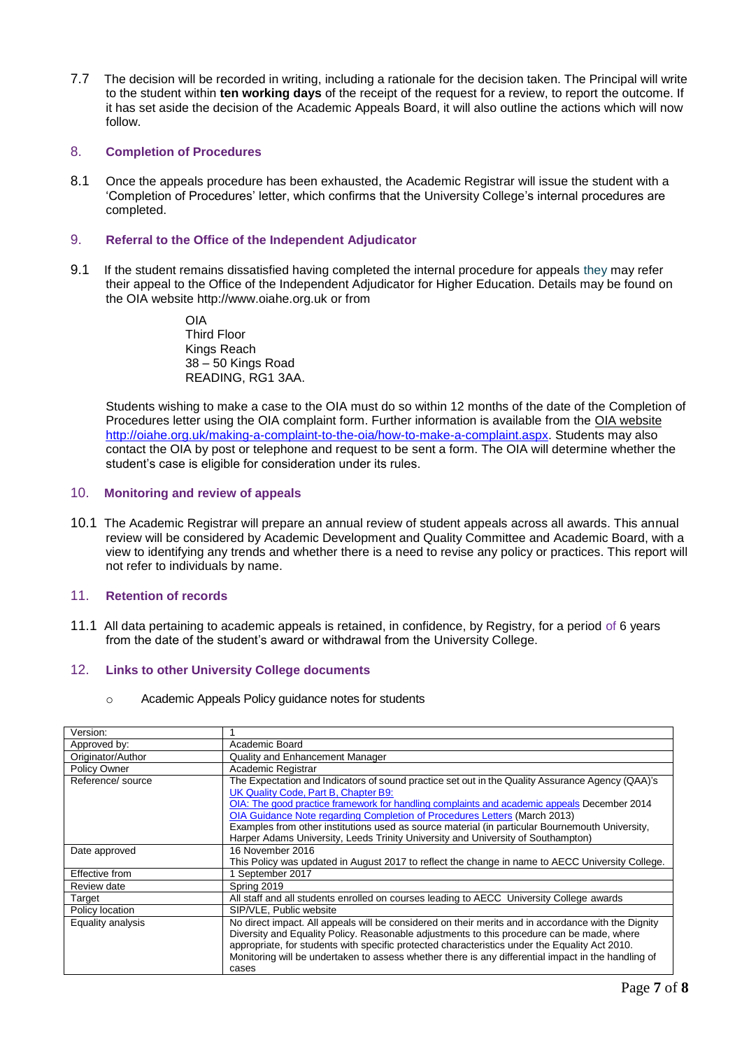7.7 The decision will be recorded in writing, including a rationale for the decision taken. The Principal will write to the student within **ten working days** of the receipt of the request for a review, to report the outcome. If it has set aside the decision of the Academic Appeals Board, it will also outline the actions which will now follow.

## 8. Completion of Procedures

8.1 Once the appeals procedure has been exhausted, the Academic Registrar will issue the student with a 'Completion of Procedures' letter, which confirms that the University College's internal procedures are completed.

## 9. Referral to the Office of the Independent Adjudicator

9.1 If the student remains dissatisfied having completed the internal procedure for appeals they may refer their appeal to the Office of the Independent Adjudicator for Higher Education. Details may be found on the OIA website http://www.oiahe.org.uk or from

OIA
Third Floor
Kings Reach
38 – 50 Kings Road
READING, RG1 3AA.

Students wishing to make a case to the OIA must do so within 12 months of the date of the Completion of Procedures letter using the OIA complaint form. Further information is available from the OIA website http://oiahe.org.uk/making-a-complaint-to-the-oia/how-to-make-a-complaint.aspx. Students may also contact the OIA by post or telephone and request to be sent a form. The OIA will determine whether the student's case is eligible for consideration under its rules.

## 10. Monitoring and review of appeals

10.1 The Academic Registrar will prepare an annual review of student appeals across all awards. This annual review will be considered by Academic Development and Quality Committee and Academic Board, with a view to identifying any trends and whether there is a need to revise any policy or practices. This report will not refer to individuals by name.

## 11. Retention of records

11.1 All data pertaining to academic appeals is retained, in confidence, by Registry, for a period of 6 years from the date of the student's award or withdrawal from the University College.

## 12. Links to other University College documents

- Academic Appeals Policy guidance notes for students

| Version: | 1 |
|---|---|
| Approved by: | Academic Board |
| Originator/Author | Quality and Enhancement Manager |
| Policy Owner | Academic Registrar |
| Reference/ source | The Expectation and Indicators of sound practice set out in the Quality Assurance Agency (QAA)'s UK Quality Code, Part B, Chapter B9: OIA: The good practice framework for handling complaints and academic appeals December 2014 OIA Guidance Note regarding Completion of Procedures Letters (March 2013) Examples from other institutions used as source material (in particular Bournemouth University, Harper Adams University, Leeds Trinity University and University of Southampton) |
| Date approved | 16 November 2016 This Policy was updated in August 2017 to reflect the change in name to AECC University College. |
| Effective from | 1 September 2017 |
| Review date | Spring 2019 |
| Target | All staff and all students enrolled on courses leading to AECC University College awards |
| Policy location | SIP/VLE, Public website |
| Equality analysis | No direct impact. All appeals will be considered on their merits and in accordance with the Dignity Diversity and Equality Policy. Reasonable adjustments to this procedure can be made, where appropriate, for students with specific protected characteristics under the Equality Act 2010. Monitoring will be undertaken to assess whether there is any differential impact in the handling of cases |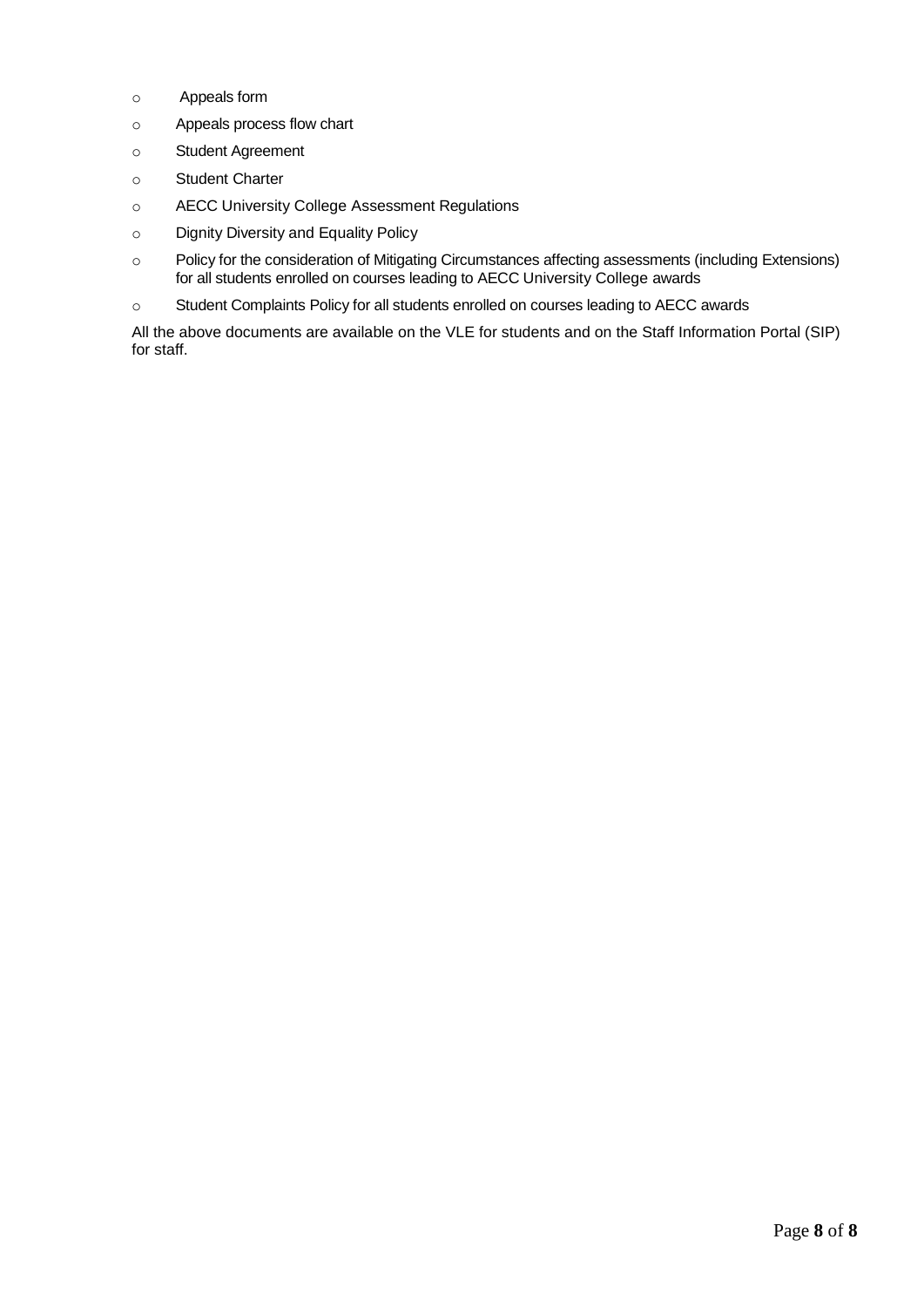- Appeals form
- Appeals process flow chart
- Student Agreement
- Student Charter
- AECC University College Assessment Regulations
- Dignity Diversity and Equality Policy
- Policy for the consideration of Mitigating Circumstances affecting assessments (including Extensions) for all students enrolled on courses leading to AECC University College awards
- Student Complaints Policy for all students enrolled on courses leading to AECC awards

All the above documents are available on the VLE for students and on the Staff Information Portal (SIP) for staff.